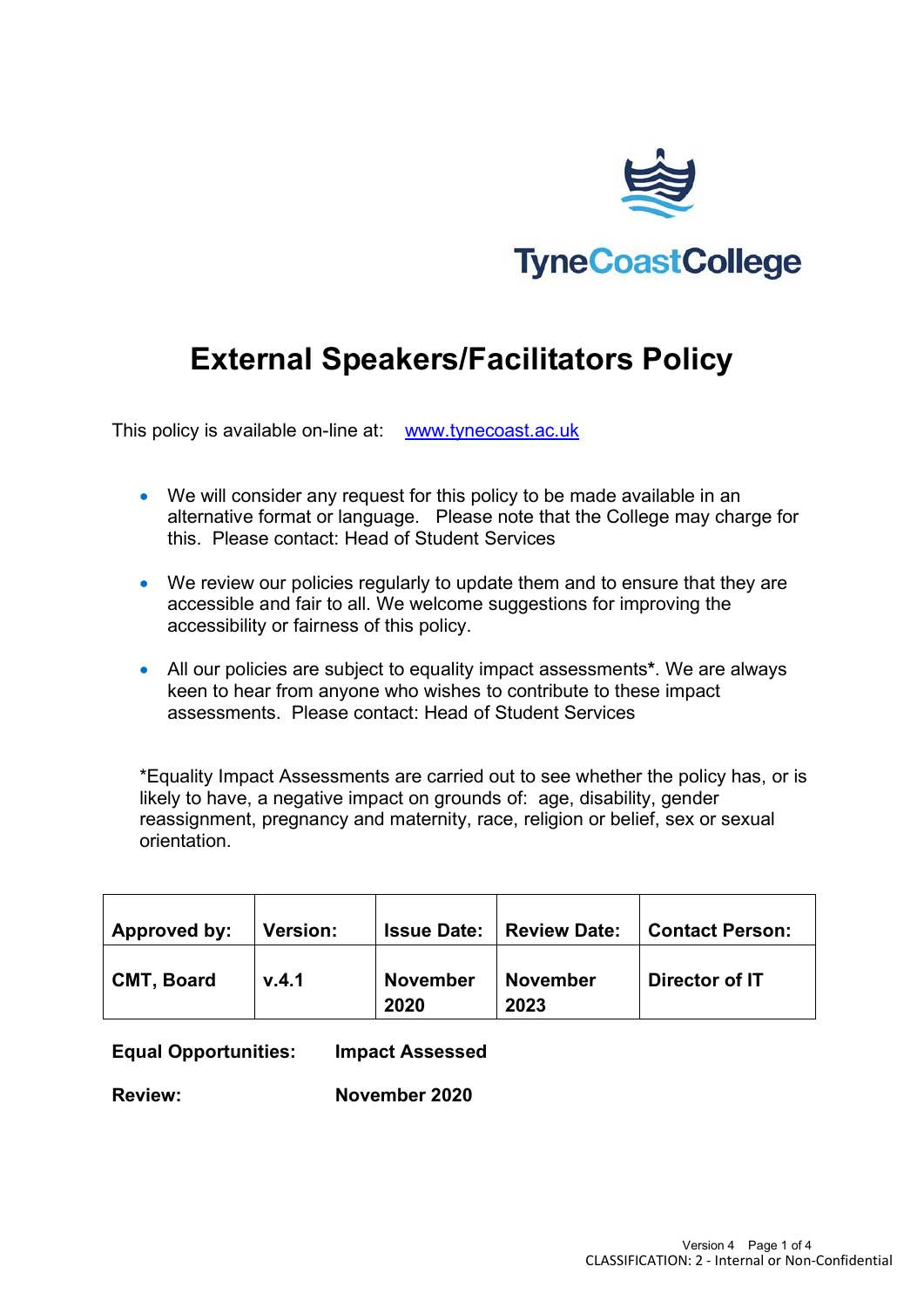TyneCoastCollege

# External Speakers/Facilitators Policy

This policy is available on-line at: [www.tynecoast.ac.uk](http://www.tynecoast.ac.uk)

- We will consider any request for this policy to be made available in an alternative format or language. Please note that the College may charge for this. Please contact: Head of Student Services
- We review our policies regularly to update them and to ensure that they are accessible and fair to all. We welcome suggestions for improving the accessibility or fairness of this policy.
- All our policies are subject to equality impact assessments*. We are always keen to hear from anyone who wishes to contribute to these impact assessments. Please contact: Head of Student Services

*Equality Impact Assessments are carried out to see whether the policy has, or is likely to have, a negative impact on grounds of: age, disability, gender reassignment, pregnancy and maternity, race, religion or belief, sex or sexual orientation.

| Approved by: | Version: | Issue Date: | Review Date: | Contact Person: |
|---|---|---|---|---|
| **CMT, Board** | **v.4.1** | **November 2020** | **November 2023** | **Director of IT** |

**Equal Opportunities:** **Impact Assessed**

**Review:** **November 2020**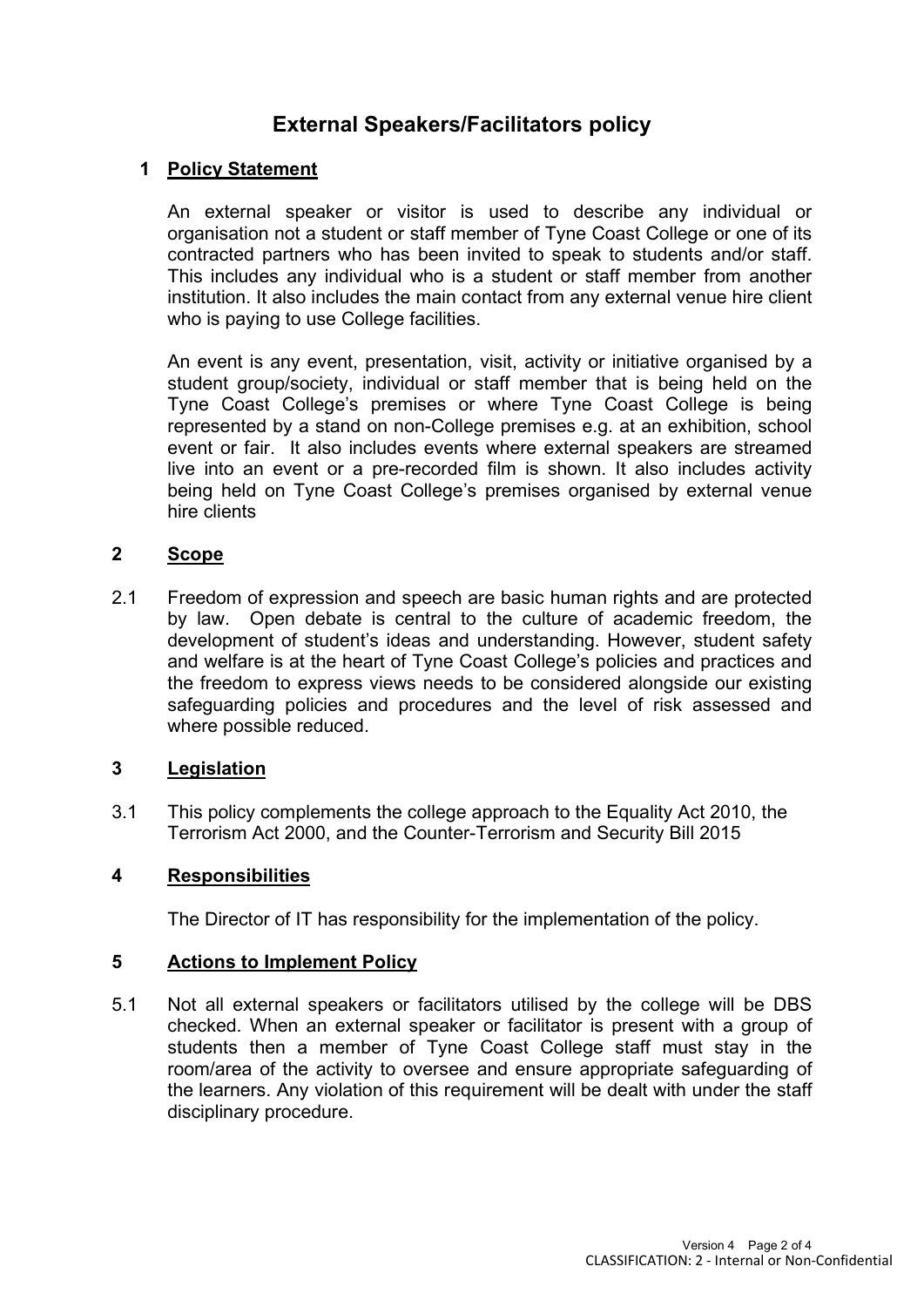# External Speakers/Facilitators policy

## 1 Policy Statement

An external speaker or visitor is used to describe any individual or organisation not a student or staff member of Tyne Coast College or one of its contracted partners who has been invited to speak to students and/or staff. This includes any individual who is a student or staff member from another institution. It also includes the main contact from any external venue hire client who is paying to use College facilities.

An event is any event, presentation, visit, activity or initiative organised by a student group/society, individual or staff member that is being held on the Tyne Coast College's premises or where Tyne Coast College is being represented by a stand on non-College premises e.g. at an exhibition, school event or fair. It also includes events where external speakers are streamed live into an event or a pre-recorded film is shown. It also includes activity being held on Tyne Coast College's premises organised by external venue hire clients

## 2 Scope

2.1 Freedom of expression and speech are basic human rights and are protected by law. Open debate is central to the culture of academic freedom, the development of student's ideas and understanding. However, student safety and welfare is at the heart of Tyne Coast College's policies and practices and the freedom to express views needs to be considered alongside our existing safeguarding policies and procedures and the level of risk assessed and where possible reduced.

## 3 Legislation

3.1 This policy complements the college approach to the Equality Act 2010, the Terrorism Act 2000, and the Counter-Terrorism and Security Bill 2015

## 4 Responsibilities

The Director of IT has responsibility for the implementation of the policy.

## 5 Actions to Implement Policy

5.1 Not all external speakers or facilitators utilised by the college will be DBS checked. When an external speaker or facilitator is present with a group of students then a member of Tyne Coast College staff must stay in the room/area of the activity to oversee and ensure appropriate safeguarding of the learners. Any violation of this requirement will be dealt with under the staff disciplinary procedure.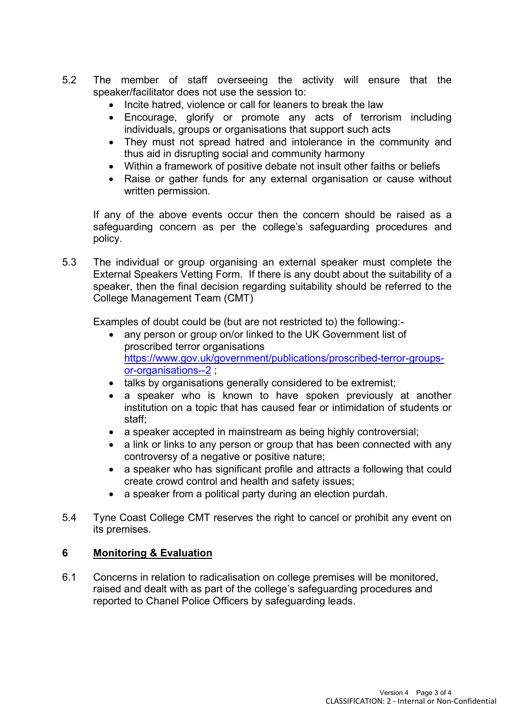5.2 The member of staff overseeing the activity will ensure that the speaker/facilitator does not use the session to:

- Incite hatred, violence or call for leaners to break the law
- Encourage, glorify or promote any acts of terrorism including individuals, groups or organisations that support such acts
- They must not spread hatred and intolerance in the community and thus aid in disrupting social and community harmony
- Within a framework of positive debate not insult other faiths or beliefs
- Raise or gather funds for any external organisation or cause without written permission.

If any of the above events occur then the concern should be raised as a safeguarding concern as per the college's safeguarding procedures and policy.

5.3 The individual or group organising an external speaker must complete the External Speakers Vetting Form. If there is any doubt about the suitability of a speaker, then the final decision regarding suitability should be referred to the College Management Team (CMT)

Examples of doubt could be (but are not restricted to) the following:-

- any person or group on/or linked to the UK Government list of proscribed terror organisations [https://www.gov.uk/government/publications/proscribed-terror-groups-or-organisations--2](https://www.gov.uk/government/publications/proscribed-terror-groups-or-organisations--2) ;
- talks by organisations generally considered to be extremist;
- a speaker who is known to have spoken previously at another institution on a topic that has caused fear or intimidation of students or staff;
- a speaker accepted in mainstream as being highly controversial;
- a link or links to any person or group that has been connected with any controversy of a negative or positive nature;
- a speaker who has significant profile and attracts a following that could create crowd control and health and safety issues;
- a speaker from a political party during an election purdah.

5.4 Tyne Coast College CMT reserves the right to cancel or prohibit any event on its premises.

## 6 Monitoring & Evaluation

6.1 Concerns in relation to radicalisation on college premises will be monitored, raised and dealt with as part of the college's safeguarding procedures and reported to Chanel Police Officers by safeguarding leads.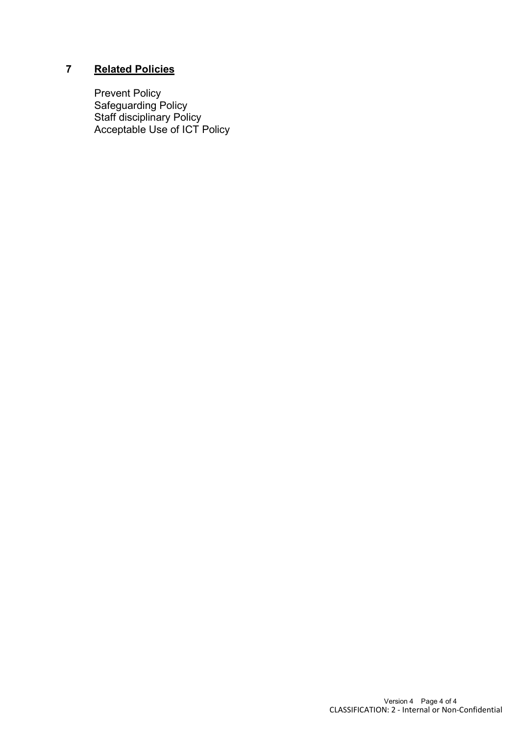## 7 Related Policies

Prevent Policy
Safeguarding Policy
Staff disciplinary Policy
Acceptable Use of ICT Policy